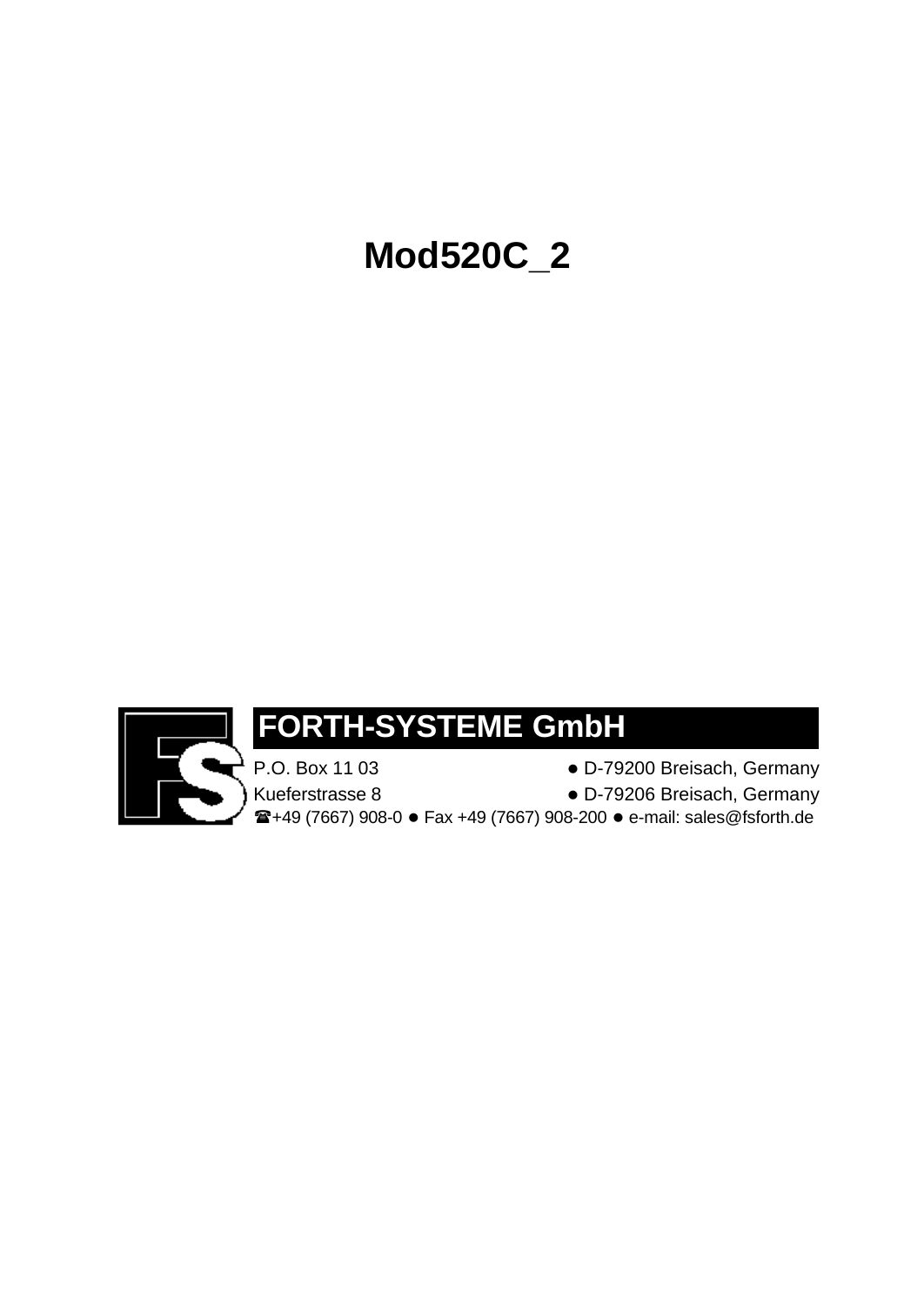# Mod520C_2

**FORTH-SYSTEME GmbH**

P.O. Box 11 03 ● D-79200 Breisach, Germany

Kueferstrasse 8 ● D-79206 Breisach, Germany

☎+49 (7667) 908-0 ● Fax +49 (7667) 908-200 ● e-mail: sales@fsforth.de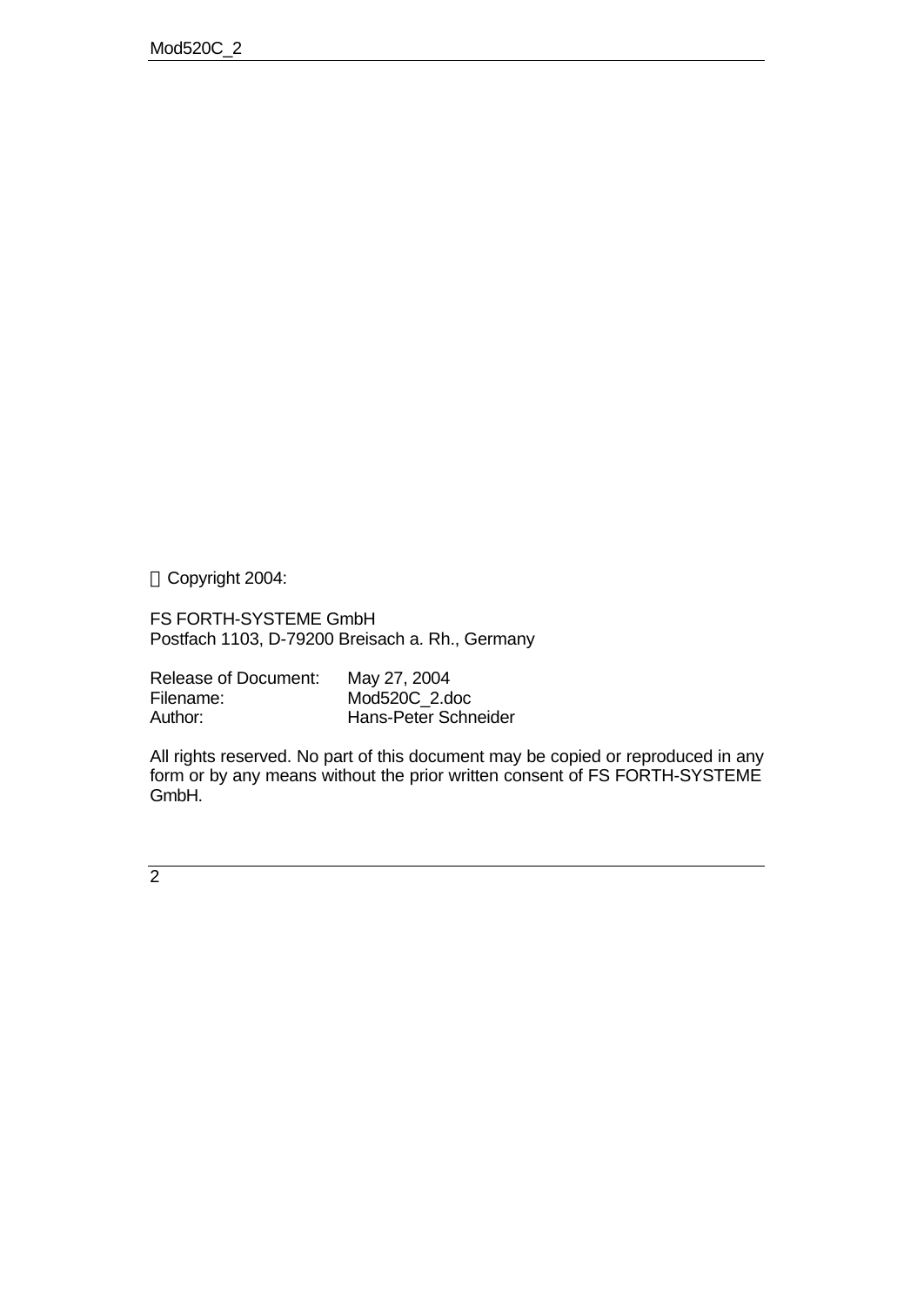© Copyright 2004:

FS FORTH-SYSTEME GmbH
Postfach 1103, D-79200 Breisach a. Rh., Germany

| | |
|---|---|
| Release of Document: | May 27, 2004 |
| Filename: | Mod520C_2.doc |
| Author: | Hans-Peter Schneider |

All rights reserved. No part of this document may be copied or reproduced in any form or by any means without the prior written consent of FS FORTH-SYSTEME GmbH.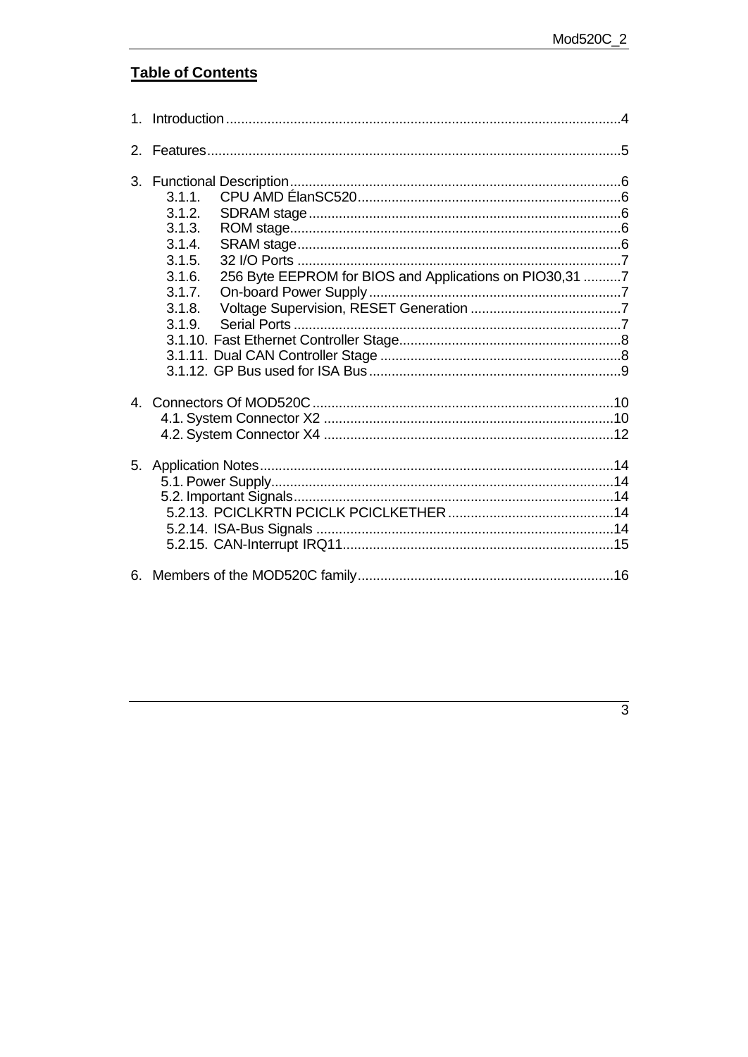# Table of Contents

1. Introduction ........................................................................................................4

2. Features.............................................................................................................5

3. Functional Description........................................................................................6
   - 3.1.1. CPU AMD ÉlanSC520......................................................................6
   - 3.1.2. SDRAM stage ...................................................................................6
   - 3.1.3. ROM stage........................................................................................6
   - 3.1.4. SRAM stage ......................................................................................6
   - 3.1.5. 32 I/O Ports .......................................................................................7
   - 3.1.6. 256 Byte EEPROM for BIOS and Applications on PIO30,31 ..........7
   - 3.1.7. On-board Power Supply ....................................................................7
   - 3.1.8. Voltage Supervision, RESET Generation .........................................7
   - 3.1.9. Serial Ports .......................................................................................7
   - 3.1.10. Fast Ethernet Controller Stage.........................................................8
   - 3.1.11. Dual CAN Controller Stage ...............................................................8
   - 3.1.12. GP Bus used for ISA Bus..................................................................9

4. Connectors Of MOD520C ................................................................................10
   - 4.1. System Connector X2 .............................................................................10
   - 4.2. System Connector X4 .............................................................................12

5. Application Notes.............................................................................................14
   - 5.1. Power Supply..........................................................................................14
   - 5.2. Important Signals.....................................................................................14
     - 5.2.13. PCICLKRTN PCICLK PCICLKETHER ............................................14
     - 5.2.14. ISA-Bus Signals ..............................................................................14
     - 5.2.15. CAN-Interrupt IRQ11.......................................................................15

6. Members of the MOD520C family....................................................................16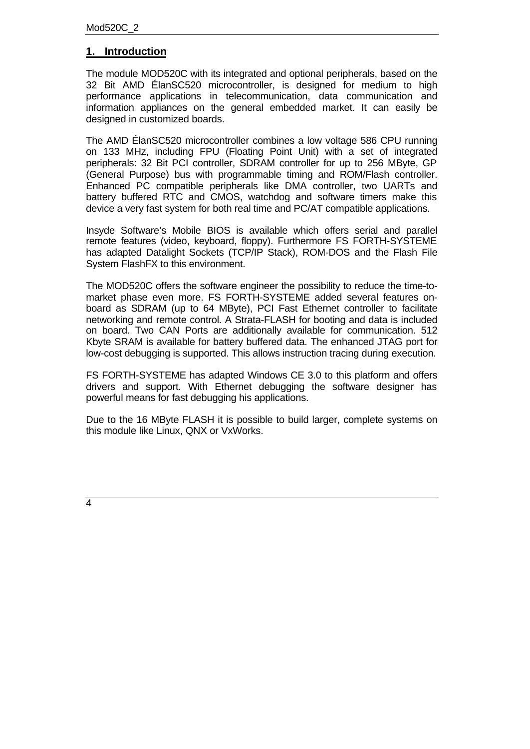# 1. Introduction

The module MOD520C with its integrated and optional peripherals, based on the 32 Bit AMD ÉlanSC520 microcontroller, is designed for medium to high performance applications in telecommunication, data communication and information appliances on the general embedded market. It can easily be designed in customized boards.

The AMD ÉlanSC520 microcontroller combines a low voltage 586 CPU running on 133 MHz, including FPU (Floating Point Unit) with a set of integrated peripherals: 32 Bit PCI controller, SDRAM controller for up to 256 MByte, GP (General Purpose) bus with programmable timing and ROM/Flash controller. Enhanced PC compatible peripherals like DMA controller, two UARTs and battery buffered RTC and CMOS, watchdog and software timers make this device a very fast system for both real time and PC/AT compatible applications.

Insyde Software's Mobile BIOS is available which offers serial and parallel remote features (video, keyboard, floppy). Furthermore FS FORTH-SYSTEME has adapted Datalight Sockets (TCP/IP Stack), ROM-DOS and the Flash File System FlashFX to this environment.

The MOD520C offers the software engineer the possibility to reduce the time-to-market phase even more. FS FORTH-SYSTEME added several features on-board as SDRAM (up to 64 MByte), PCI Fast Ethernet controller to facilitate networking and remote control. A Strata-FLASH for booting and data is included on board. Two CAN Ports are additionally available for communication. 512 Kbyte SRAM is available for battery buffered data. The enhanced JTAG port for low-cost debugging is supported. This allows instruction tracing during execution.

FS FORTH-SYSTEME has adapted Windows CE 3.0 to this platform and offers drivers and support. With Ethernet debugging the software designer has powerful means for fast debugging his applications.

Due to the 16 MByte FLASH it is possible to build larger, complete systems on this module like Linux, QNX or VxWorks.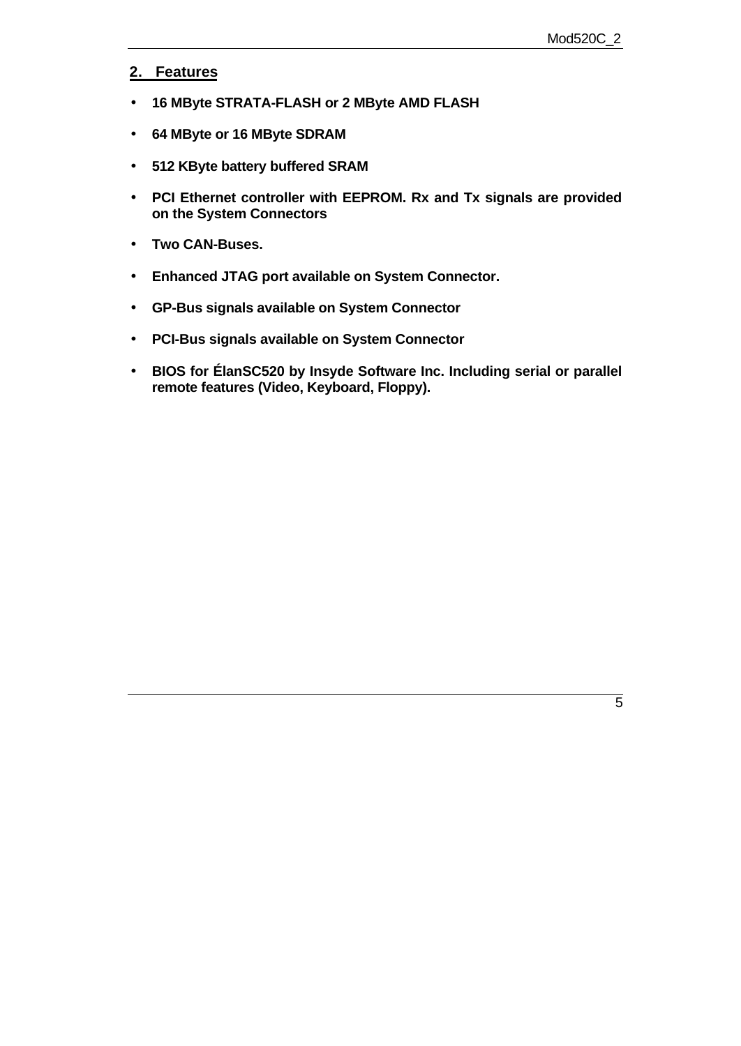## 2. Features

- **16 MByte STRATA-FLASH or 2 MByte AMD FLASH**
- **64 MByte or 16 MByte SDRAM**
- **512 KByte battery buffered SRAM**
- **PCI Ethernet controller with EEPROM. Rx and Tx signals are provided on the System Connectors**
- **Two CAN-Buses.**
- **Enhanced JTAG port available on System Connector.**
- **GP-Bus signals available on System Connector**
- **PCI-Bus signals available on System Connector**
- **BIOS for ÉlanSC520 by Insyde Software Inc. Including serial or parallel remote features (Video, Keyboard, Floppy).**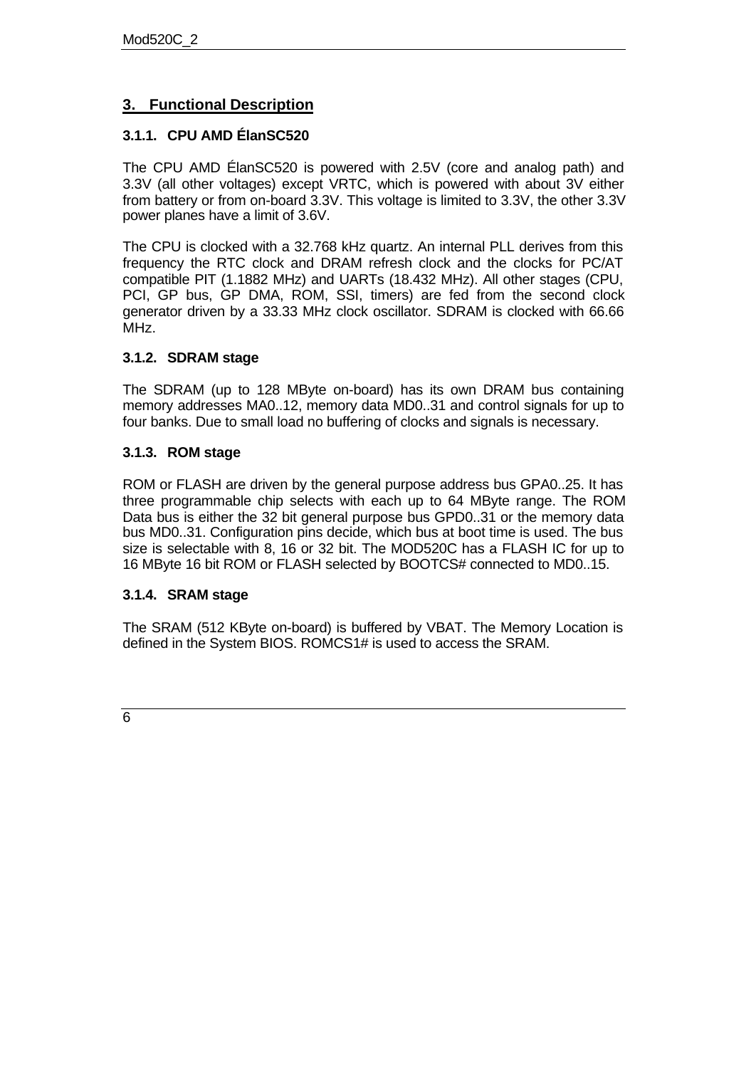# 3. Functional Description

### 3.1.1. CPU AMD ÉlanSC520

The CPU AMD ÉlanSC520 is powered with 2.5V (core and analog path) and 3.3V (all other voltages) except VRTC, which is powered with about 3V either from battery or from on-board 3.3V. This voltage is limited to 3.3V, the other 3.3V power planes have a limit of 3.6V.

The CPU is clocked with a 32.768 kHz quartz. An internal PLL derives from this frequency the RTC clock and DRAM refresh clock and the clocks for PC/AT compatible PIT (1.1882 MHz) and UARTs (18.432 MHz). All other stages (CPU, PCI, GP bus, GP DMA, ROM, SSI, timers) are fed from the second clock generator driven by a 33.33 MHz clock oscillator. SDRAM is clocked with 66.66 MHz.

### 3.1.2. SDRAM stage

The SDRAM (up to 128 MByte on-board) has its own DRAM bus containing memory addresses MA0..12, memory data MD0..31 and control signals for up to four banks. Due to small load no buffering of clocks and signals is necessary.

### 3.1.3. ROM stage

ROM or FLASH are driven by the general purpose address bus GPA0..25. It has three programmable chip selects with each up to 64 MByte range. The ROM Data bus is either the 32 bit general purpose bus GPD0..31 or the memory data bus MD0..31. Configuration pins decide, which bus at boot time is used. The bus size is selectable with 8, 16 or 32 bit. The MOD520C has a FLASH IC for up to 16 MByte 16 bit ROM or FLASH selected by BOOTCS# connected to MD0..15.

### 3.1.4. SRAM stage

The SRAM (512 KByte on-board) is buffered by VBAT. The Memory Location is defined in the System BIOS. ROMCS1# is used to access the SRAM.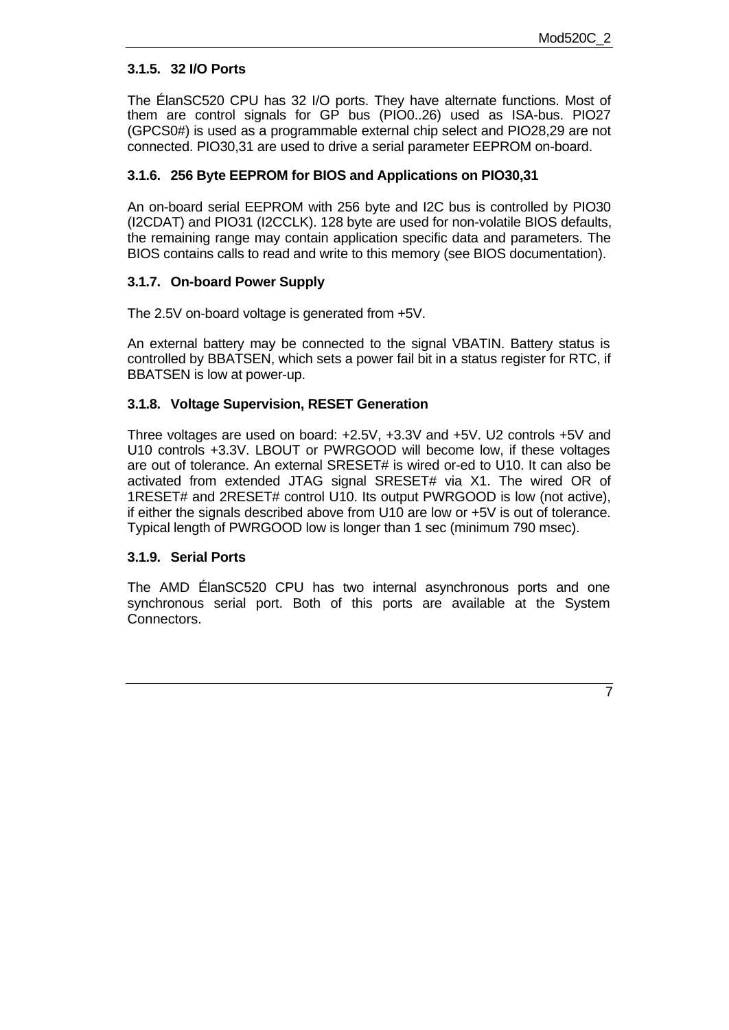### 3.1.5. 32 I/O Ports

The ÉlanSC520 CPU has 32 I/O ports. They have alternate functions. Most of them are control signals for GP bus (PIO0..26) used as ISA-bus. PIO27 (GPCS0#) is used as a programmable external chip select and PIO28,29 are not connected. PIO30,31 are used to drive a serial parameter EEPROM on-board.

### 3.1.6. 256 Byte EEPROM for BIOS and Applications on PIO30,31

An on-board serial EEPROM with 256 byte and I2C bus is controlled by PIO30 (I2CDAT) and PIO31 (I2CCLK). 128 byte are used for non-volatile BIOS defaults, the remaining range may contain application specific data and parameters. The BIOS contains calls to read and write to this memory (see BIOS documentation).

### 3.1.7. On-board Power Supply

The 2.5V on-board voltage is generated from +5V.

An external battery may be connected to the signal VBATIN. Battery status is controlled by BBATSEN, which sets a power fail bit in a status register for RTC, if BBATSEN is low at power-up.

### 3.1.8. Voltage Supervision, RESET Generation

Three voltages are used on board: +2.5V, +3.3V and +5V. U2 controls +5V and U10 controls +3.3V. LBOUT or PWRGOOD will become low, if these voltages are out of tolerance. An external SRESET# is wired or-ed to U10. It can also be activated from extended JTAG signal SRESET# via X1. The wired OR of 1RESET# and 2RESET# control U10. Its output PWRGOOD is low (not active), if either the signals described above from U10 are low or +5V is out of tolerance. Typical length of PWRGOOD low is longer than 1 sec (minimum 790 msec).

### 3.1.9. Serial Ports

The AMD ÉlanSC520 CPU has two internal asynchronous ports and one synchronous serial port. Both of this ports are available at the System Connectors.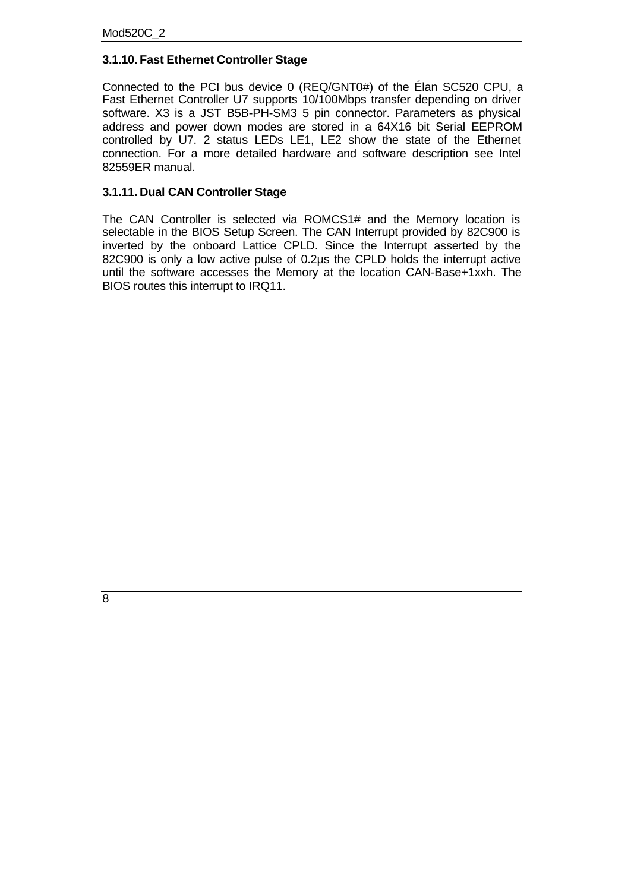### 3.1.10. Fast Ethernet Controller Stage

Connected to the PCI bus device 0 (REQ/GNT0#) of the Élan SC520 CPU, a Fast Ethernet Controller U7 supports 10/100Mbps transfer depending on driver software. X3 is a JST B5B-PH-SM3 5 pin connector. Parameters as physical address and power down modes are stored in a 64X16 bit Serial EEPROM controlled by U7. 2 status LEDs LE1, LE2 show the state of the Ethernet connection. For a more detailed hardware and software description see Intel 82559ER manual.

### 3.1.11. Dual CAN Controller Stage

The CAN Controller is selected via ROMCS1# and the Memory location is selectable in the BIOS Setup Screen. The CAN Interrupt provided by 82C900 is inverted by the onboard Lattice CPLD. Since the Interrupt asserted by the 82C900 is only a low active pulse of 0.2µs the CPLD holds the interrupt active until the software accesses the Memory at the location CAN-Base+1xxh. The BIOS routes this interrupt to IRQ11.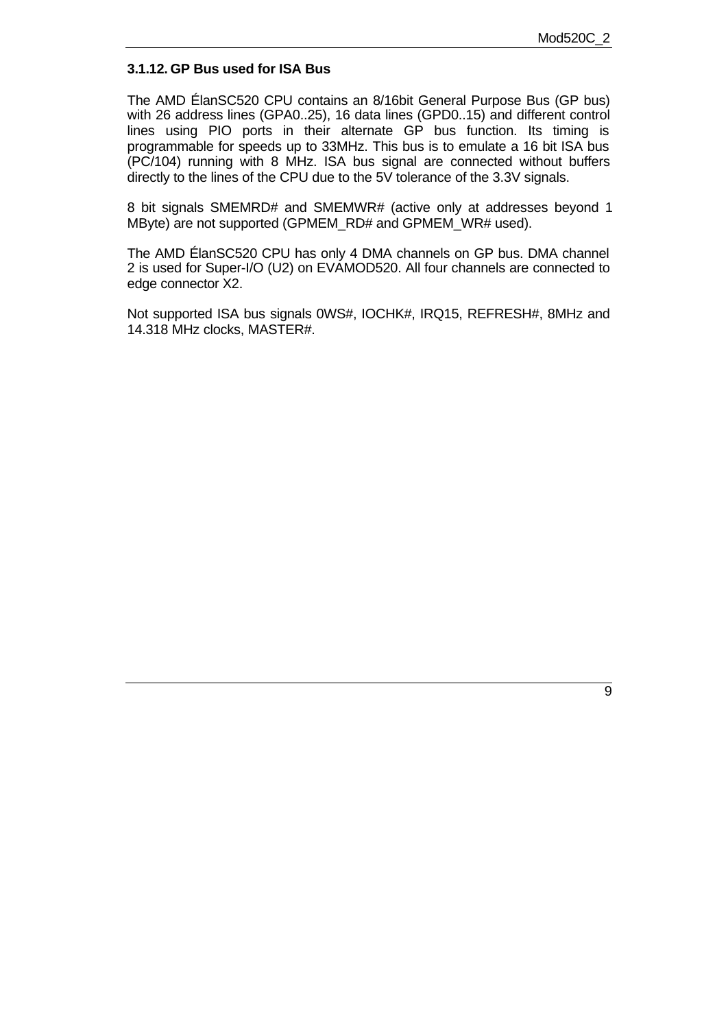### 3.1.12. GP Bus used for ISA Bus

The AMD ÉlanSC520 CPU contains an 8/16bit General Purpose Bus (GP bus) with 26 address lines (GPA0..25), 16 data lines (GPD0..15) and different control lines using PIO ports in their alternate GP bus function. Its timing is programmable for speeds up to 33MHz. This bus is to emulate a 16 bit ISA bus (PC/104) running with 8 MHz. ISA bus signal are connected without buffers directly to the lines of the CPU due to the 5V tolerance of the 3.3V signals.

8 bit signals SMEMRD# and SMEMWR# (active only at addresses beyond 1 MByte) are not supported (GPMEM_RD# and GPMEM_WR# used).

The AMD ÉlanSC520 CPU has only 4 DMA channels on GP bus. DMA channel 2 is used for Super-I/O (U2) on EVAMOD520. All four channels are connected to edge connector X2.

Not supported ISA bus signals 0WS#, IOCHK#, IRQ15, REFRESH#, 8MHz and 14.318 MHz clocks, MASTER#.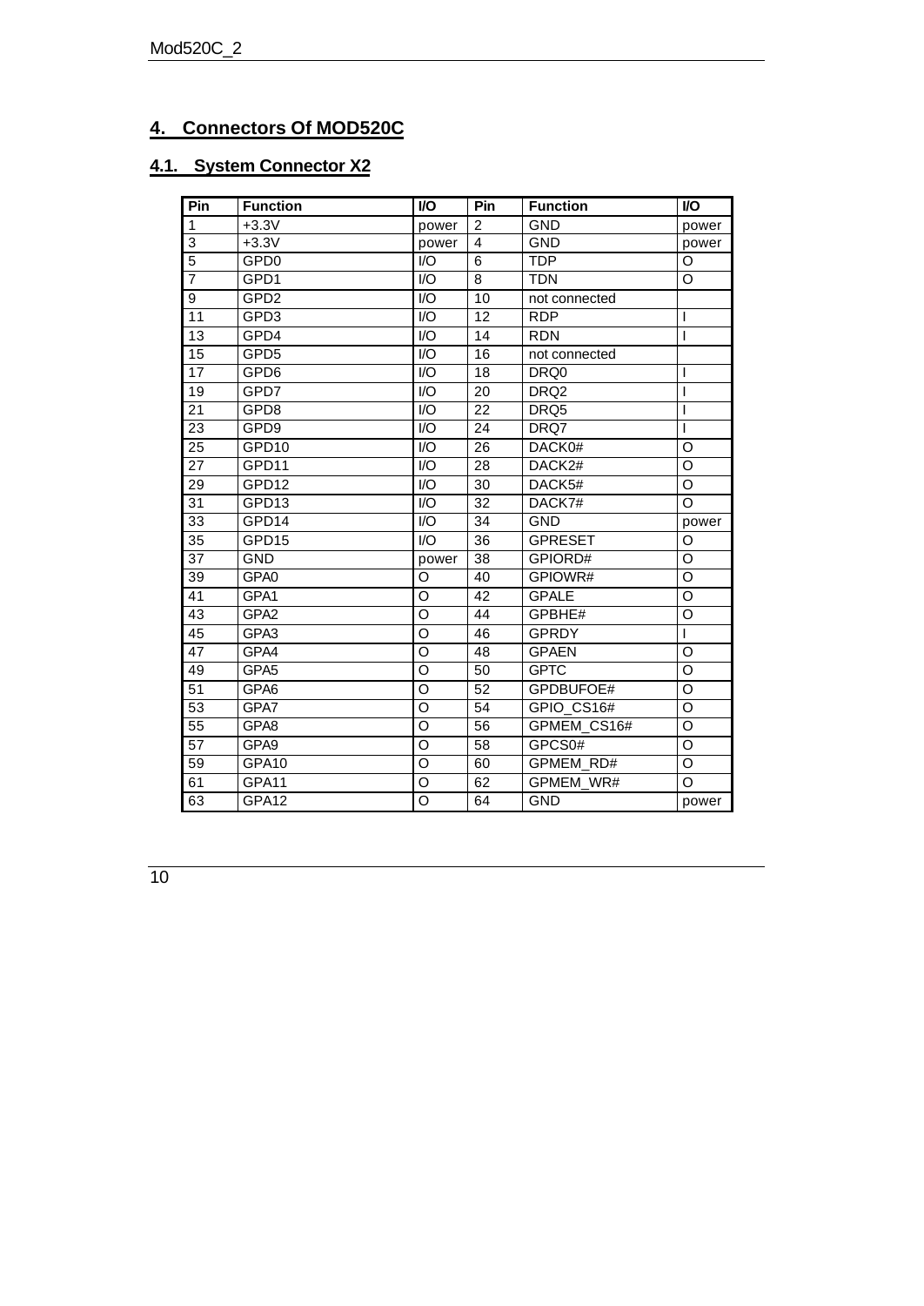## 4. Connectors Of MOD520C

### 4.1. System Connector X2

| Pin | Function | I/O | Pin | Function | I/O |
|---|---|---|---|---|---|
| 1 | +3.3V | power | 2 | GND | power |
| 3 | +3.3V | power | 4 | GND | power |
| 5 | GPD0 | I/O | 6 | TDP | O |
| 7 | GPD1 | I/O | 8 | TDN | O |
| 9 | GPD2 | I/O | 10 | not connected | |
| 11 | GPD3 | I/O | 12 | RDP | I |
| 13 | GPD4 | I/O | 14 | RDN | I |
| 15 | GPD5 | I/O | 16 | not connected | |
| 17 | GPD6 | I/O | 18 | DRQ0 | I |
| 19 | GPD7 | I/O | 20 | DRQ2 | I |
| 21 | GPD8 | I/O | 22 | DRQ5 | I |
| 23 | GPD9 | I/O | 24 | DRQ7 | I |
| 25 | GPD10 | I/O | 26 | DACK0# | O |
| 27 | GPD11 | I/O | 28 | DACK2# | O |
| 29 | GPD12 | I/O | 30 | DACK5# | O |
| 31 | GPD13 | I/O | 32 | DACK7# | O |
| 33 | GPD14 | I/O | 34 | GND | power |
| 35 | GPD15 | I/O | 36 | GPRESET | O |
| 37 | GND | power | 38 | GPIORD# | O |
| 39 | GPA0 | O | 40 | GPIOWR# | O |
| 41 | GPA1 | O | 42 | GPALE | O |
| 43 | GPA2 | O | 44 | GPBHE# | O |
| 45 | GPA3 | O | 46 | GPRDY | I |
| 47 | GPA4 | O | 48 | GPAEN | O |
| 49 | GPA5 | O | 50 | GPTC | O |
| 51 | GPA6 | O | 52 | GPDBUFOE# | O |
| 53 | GPA7 | O | 54 | GPIO_CS16# | O |
| 55 | GPA8 | O | 56 | GPMEM_CS16# | O |
| 57 | GPA9 | O | 58 | GPCS0# | O |
| 59 | GPA10 | O | 60 | GPMEM_RD# | O |
| 61 | GPA11 | O | 62 | GPMEM_WR# | O |
| 63 | GPA12 | O | 64 | GND | power |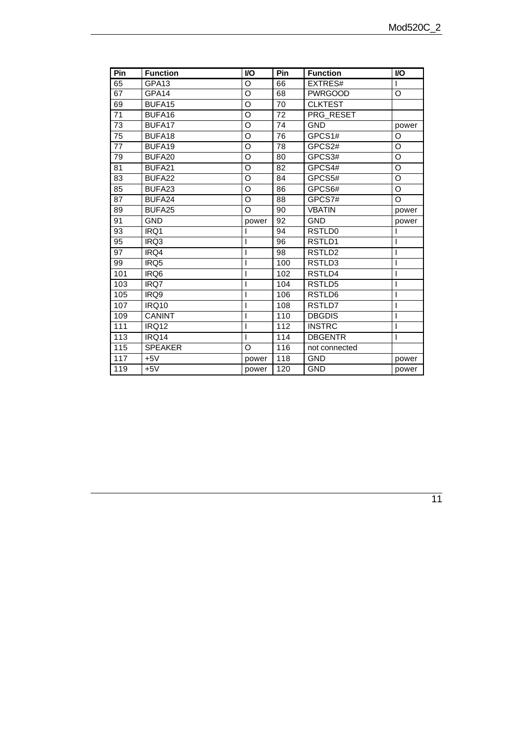| Pin | Function | I/O | Pin | Function | I/O |
|---|---|---|---|---|---|
| 65 | GPA13 | O | 66 | EXTRES# | I |
| 67 | GPA14 | O | 68 | PWRGOOD | O |
| 69 | BUFA15 | O | 70 | CLKTEST | |
| 71 | BUFA16 | O | 72 | PRG_RESET | |
| 73 | BUFA17 | O | 74 | GND | power |
| 75 | BUFA18 | O | 76 | GPCS1# | O |
| 77 | BUFA19 | O | 78 | GPCS2# | O |
| 79 | BUFA20 | O | 80 | GPCS3# | O |
| 81 | BUFA21 | O | 82 | GPCS4# | O |
| 83 | BUFA22 | O | 84 | GPCS5# | O |
| 85 | BUFA23 | O | 86 | GPCS6# | O |
| 87 | BUFA24 | O | 88 | GPCS7# | O |
| 89 | BUFA25 | O | 90 | VBATIN | power |
| 91 | GND | power | 92 | GND | power |
| 93 | IRQ1 | I | 94 | RSTLD0 | I |
| 95 | IRQ3 | I | 96 | RSTLD1 | I |
| 97 | IRQ4 | I | 98 | RSTLD2 | I |
| 99 | IRQ5 | I | 100 | RSTLD3 | I |
| 101 | IRQ6 | I | 102 | RSTLD4 | I |
| 103 | IRQ7 | I | 104 | RSTLD5 | I |
| 105 | IRQ9 | I | 106 | RSTLD6 | I |
| 107 | IRQ10 | I | 108 | RSTLD7 | I |
| 109 | CANINT | I | 110 | DBGDIS | I |
| 111 | IRQ12 | I | 112 | INSTRC | I |
| 113 | IRQ14 | I | 114 | DBGENTR | I |
| 115 | SPEAKER | O | 116 | not connected | |
| 117 | +5V | power | 118 | GND | power |
| 119 | +5V | power | 120 | GND | power |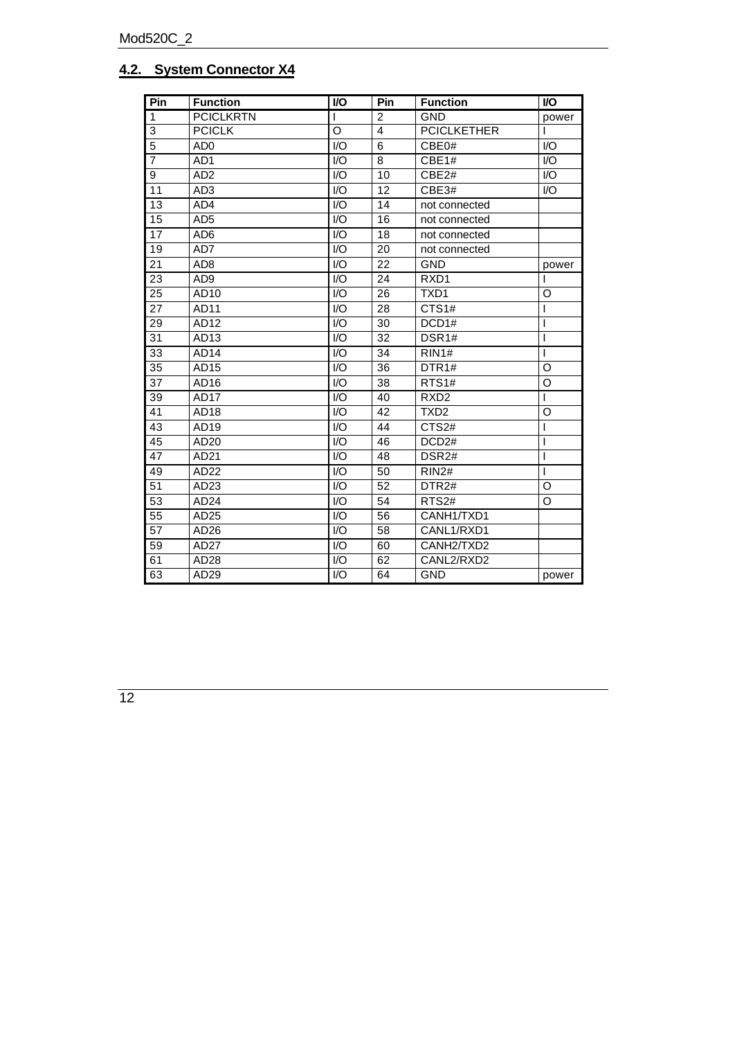## 4.2. System Connector X4

| Pin | Function | I/O | Pin | Function | I/O |
|---|---|---|---|---|---|
| 1 | PCICLKRTN | I | 2 | GND | power |
| 3 | PCICLK | O | 4 | PCICLKETHER | I |
| 5 | AD0 | I/O | 6 | CBE0# | I/O |
| 7 | AD1 | I/O | 8 | CBE1# | I/O |
| 9 | AD2 | I/O | 10 | CBE2# | I/O |
| 11 | AD3 | I/O | 12 | CBE3# | I/O |
| 13 | AD4 | I/O | 14 | not connected | |
| 15 | AD5 | I/O | 16 | not connected | |
| 17 | AD6 | I/O | 18 | not connected | |
| 19 | AD7 | I/O | 20 | not connected | |
| 21 | AD8 | I/O | 22 | GND | power |
| 23 | AD9 | I/O | 24 | RXD1 | I |
| 25 | AD10 | I/O | 26 | TXD1 | O |
| 27 | AD11 | I/O | 28 | CTS1# | I |
| 29 | AD12 | I/O | 30 | DCD1# | I |
| 31 | AD13 | I/O | 32 | DSR1# | I |
| 33 | AD14 | I/O | 34 | RIN1# | I |
| 35 | AD15 | I/O | 36 | DTR1# | O |
| 37 | AD16 | I/O | 38 | RTS1# | O |
| 39 | AD17 | I/O | 40 | RXD2 | I |
| 41 | AD18 | I/O | 42 | TXD2 | O |
| 43 | AD19 | I/O | 44 | CTS2# | I |
| 45 | AD20 | I/O | 46 | DCD2# | I |
| 47 | AD21 | I/O | 48 | DSR2# | I |
| 49 | AD22 | I/O | 50 | RIN2# | I |
| 51 | AD23 | I/O | 52 | DTR2# | O |
| 53 | AD24 | I/O | 54 | RTS2# | O |
| 55 | AD25 | I/O | 56 | CANH1/TXD1 | |
| 57 | AD26 | I/O | 58 | CANL1/RXD1 | |
| 59 | AD27 | I/O | 60 | CANH2/TXD2 | |
| 61 | AD28 | I/O | 62 | CANL2/RXD2 | |
| 63 | AD29 | I/O | 64 | GND | power |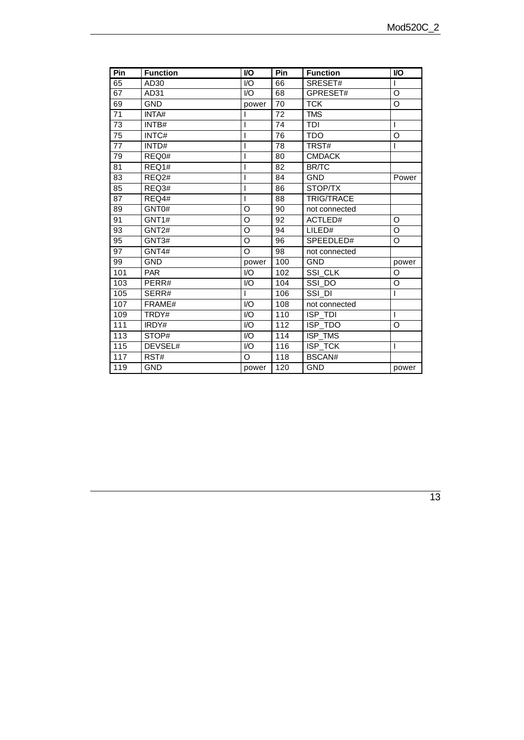| Pin | Function | I/O | Pin | Function | I/O |
|---|---|---|---|---|---|
| 65 | AD30 | I/O | 66 | SRESET# | I |
| 67 | AD31 | I/O | 68 | GPRESET# | O |
| 69 | GND | power | 70 | TCK | O |
| 71 | INTA# | I | 72 | TMS | |
| 73 | INTB# | I | 74 | TDI | I |
| 75 | INTC# | I | 76 | TDO | O |
| 77 | INTD# | I | 78 | TRST# | I |
| 79 | REQ0# | I | 80 | CMDACK | |
| 81 | REQ1# | I | 82 | BR/TC | |
| 83 | REQ2# | I | 84 | GND | Power |
| 85 | REQ3# | I | 86 | STOP/TX | |
| 87 | REQ4# | I | 88 | TRIG/TRACE | |
| 89 | GNT0# | O | 90 | not connected | |
| 91 | GNT1# | O | 92 | ACTLED# | O |
| 93 | GNT2# | O | 94 | LILED# | O |
| 95 | GNT3# | O | 96 | SPEEDLED# | O |
| 97 | GNT4# | O | 98 | not connected | |
| 99 | GND | power | 100 | GND | power |
| 101 | PAR | I/O | 102 | SSI_CLK | O |
| 103 | PERR# | I/O | 104 | SSI_DO | O |
| 105 | SERR# | I | 106 | SSI_DI | I |
| 107 | FRAME# | I/O | 108 | not connected | |
| 109 | TRDY# | I/O | 110 | ISP_TDI | I |
| 111 | IRDY# | I/O | 112 | ISP_TDO | O |
| 113 | STOP# | I/O | 114 | ISP_TMS | |
| 115 | DEVSEL# | I/O | 116 | ISP_TCK | I |
| 117 | RST# | O | 118 | BSCAN# | |
| 119 | GND | power | 120 | GND | power |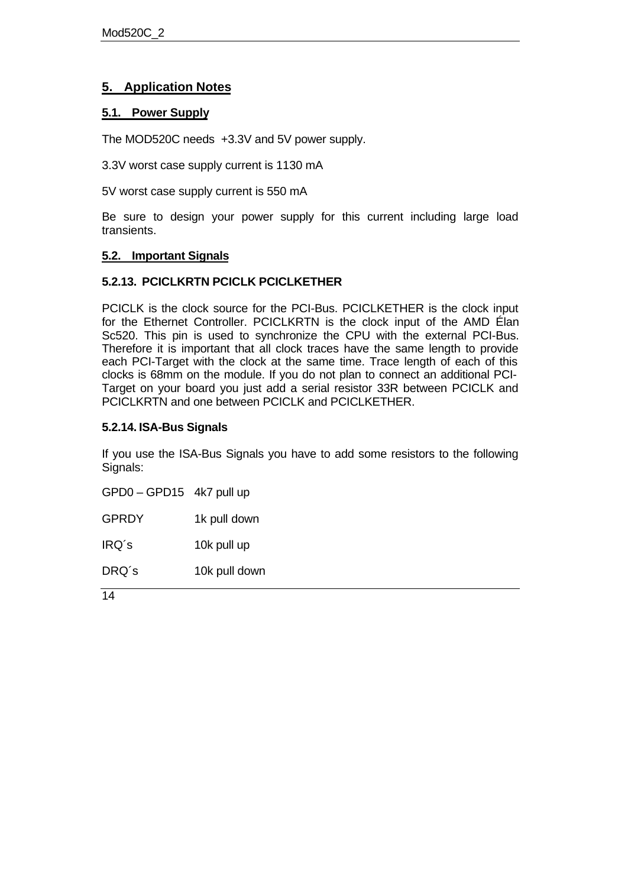# 5. Application Notes

## 5.1. Power Supply

The MOD520C needs +3.3V and 5V power supply.

3.3V worst case supply current is 1130 mA

5V worst case supply current is 550 mA

Be sure to design your power supply for this current including large load transients.

## 5.2. Important Signals

### 5.2.13. PCICLKRTN PCICLK PCICLKETHER

PCICLK is the clock source for the PCI-Bus. PCICLKETHER is the clock input for the Ethernet Controller. PCICLKRTN is the clock input of the AMD Élan Sc520. This pin is used to synchronize the CPU with the external PCI-Bus. Therefore it is important that all clock traces have the same length to provide each PCI-Target with the clock at the same time. Trace length of each of this clocks is 68mm on the module. If you do not plan to connect an additional PCI-Target on your board you just add a serial resistor 33R between PCICLK and PCICLKRTN and one between PCICLK and PCICLKETHER.

### 5.2.14. ISA-Bus Signals

If you use the ISA-Bus Signals you have to add some resistors to the following Signals:

| | |
|---|---|
| GPD0 – GPD15 | 4k7 pull up |
| GPRDY | 1k pull down |
| IRQ´s | 10k pull up |
| DRQ´s | 10k pull down |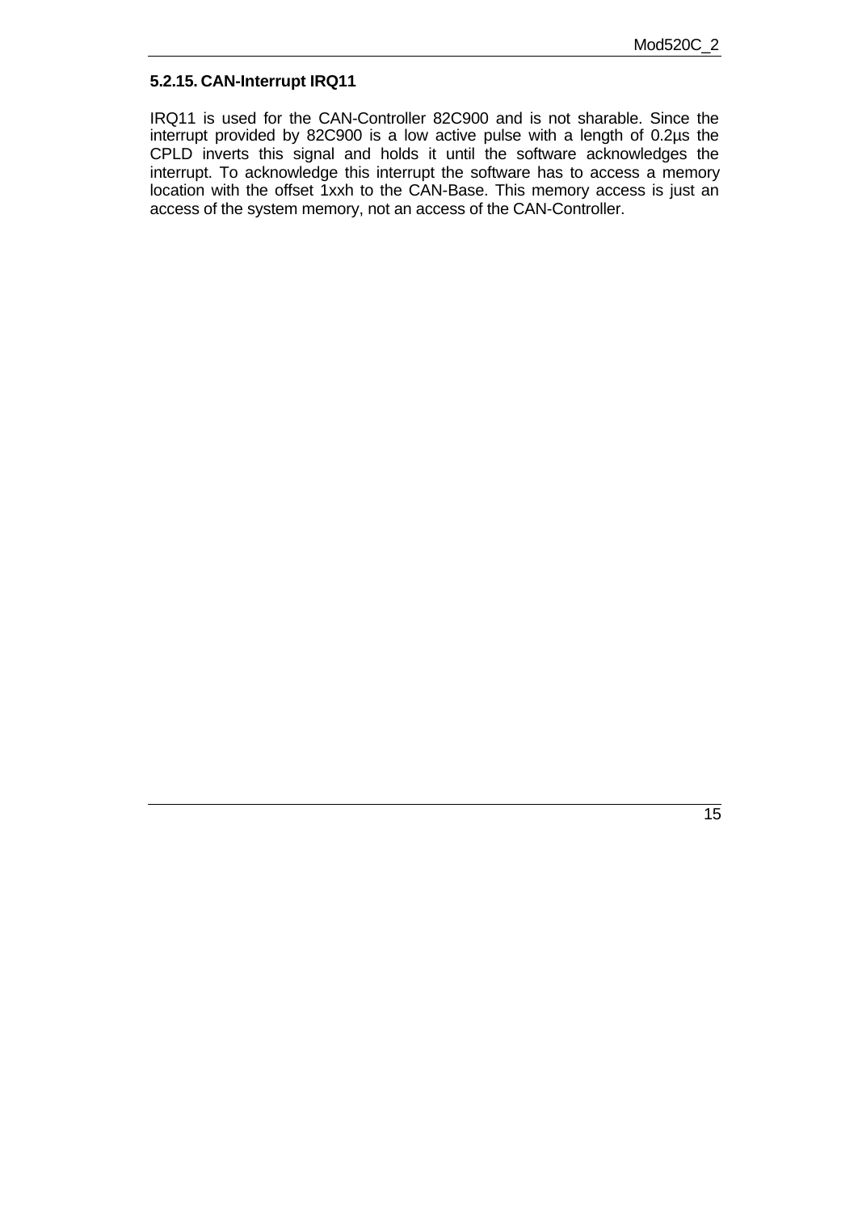### 5.2.15. CAN-Interrupt IRQ11

IRQ11 is used for the CAN-Controller 82C900 and is not sharable. Since the interrupt provided by 82C900 is a low active pulse with a length of 0.2µs the CPLD inverts this signal and holds it until the software acknowledges the interrupt. To acknowledge this interrupt the software has to access a memory location with the offset 1xxh to the CAN-Base. This memory access is just an access of the system memory, not an access of the CAN-Controller.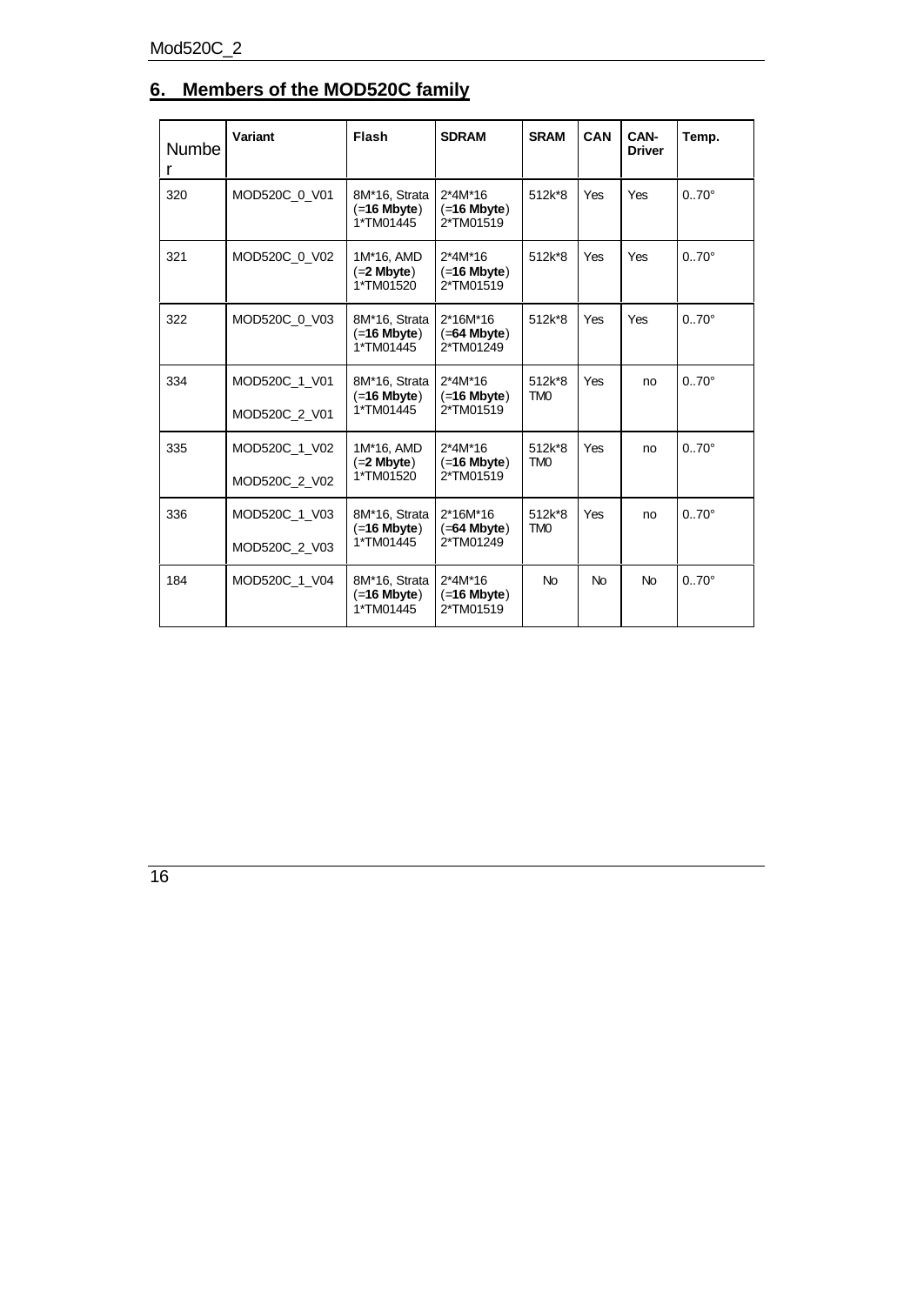## 6. Members of the MOD520C family

| Number | Variant | Flash | SDRAM | SRAM | CAN | CAN-Driver | Temp. |
|---|---|---|---|---|---|---|---|
| 320 | MOD520C_0_V01 | 8M*16, Strata (=**16 Mbyte**) 1*TM01445 | 2*4M*16 (=**16 Mbyte**) 2*TM01519 | 512k*8 | Yes | Yes | 0..70° |
| 321 | MOD520C_0_V02 | 1M*16, AMD (=**2 Mbyte**) 1*TM01520 | 2*4M*16 (=**16 Mbyte**) 2*TM01519 | 512k*8 | Yes | Yes | 0..70° |
| 322 | MOD520C_0_V03 | 8M*16, Strata (=**16 Mbyte**) 1*TM01445 | 2*16M*16 (=**64 Mbyte**) 2*TM01249 | 512k*8 | Yes | Yes | 0..70° |
| 334 | MOD520C_1_V01<br>MOD520C_2_V01 | 8M*16, Strata (=**16 Mbyte**) 1*TM01445 | 2*4M*16 (=**16 Mbyte**) 2*TM01519 | 512k*8 TM0 | Yes | no | 0..70° |
| 335 | MOD520C_1_V02<br>MOD520C_2_V02 | 1M*16, AMD (=**2 Mbyte**) 1*TM01520 | 2*4M*16 (=**16 Mbyte**) 2*TM01519 | 512k*8 TM0 | Yes | no | 0..70° |
| 336 | MOD520C_1_V03<br>MOD520C_2_V03 | 8M*16, Strata (=**16 Mbyte**) 1*TM01445 | 2*16M*16 (=**64 Mbyte**) 2*TM01249 | 512k*8 TM0 | Yes | no | 0..70° |
| 184 | MOD520C_1_V04 | 8M*16, Strata (=**16 Mbyte**) 1*TM01445 | 2*4M*16 (=**16 Mbyte**) 2*TM01519 | No | No | No | 0..70° |